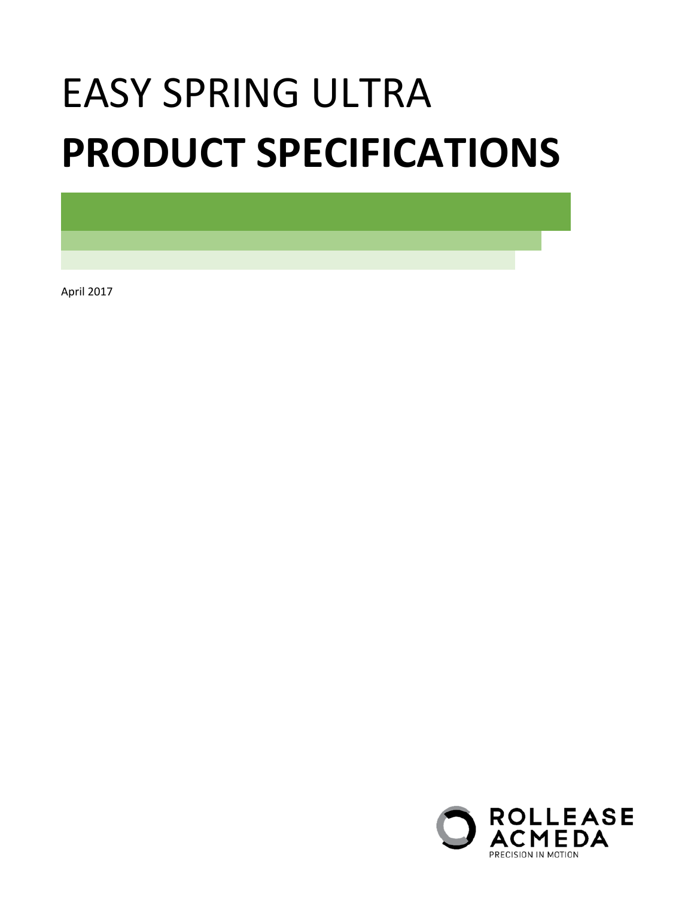# EASY SPRING ULTRA
# **PRODUCT SPECIFICATIONS**

April 2017

ROLLEASE ACMEDA

PRECISION IN MOTION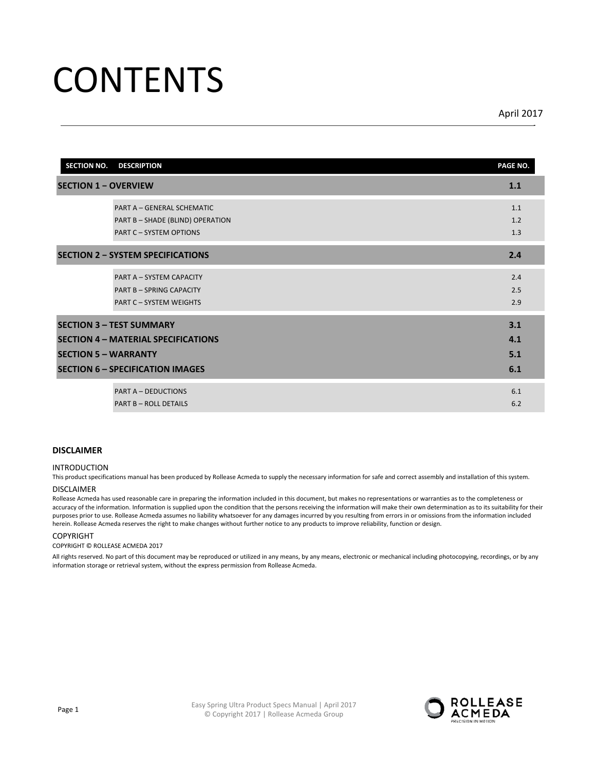# CONTENTS

April 2017

| SECTION NO. | DESCRIPTION | PAGE NO. |
|---|---|---|
| **SECTION 1 – OVERVIEW** | | **1.1** |
| | PART A – GENERAL SCHEMATIC | 1.1 |
| | PART B – SHADE (BLIND) OPERATION | 1.2 |
| | PART C – SYSTEM OPTIONS | 1.3 |
| **SECTION 2 – SYSTEM SPECIFICATIONS** | | **2.4** |
| | PART A – SYSTEM CAPACITY | 2.4 |
| | PART B – SPRING CAPACITY | 2.5 |
| | PART C – SYSTEM WEIGHTS | 2.9 |
| **SECTION 3 – TEST SUMMARY** | | **3.1** |
| **SECTION 4 – MATERIAL SPECIFICATIONS** | | **4.1** |
| **SECTION 5 – WARRANTY** | | **5.1** |
| **SECTION 6 – SPECIFICATION IMAGES** | | **6.1** |
| | PART A – DEDUCTIONS | 6.1 |
| | PART B – ROLL DETAILS | 6.2 |

**DISCLAIMER**

INTRODUCTION

This product specifications manual has been produced by Rollease Acmeda to supply the necessary information for safe and correct assembly and installation of this system.

DISCLAIMER

Rollease Acmeda has used reasonable care in preparing the information included in this document, but makes no representations or warranties as to the completeness or accuracy of the information. Information is supplied upon the condition that the persons receiving the information will make their own determination as to its suitability for their purposes prior to use. Rollease Acmeda assumes no liability whatsoever for any damages incurred by you resulting from errors in or omissions from the information included herein. Rollease Acmeda reserves the right to make changes without further notice to any products to improve reliability, function or design.

COPYRIGHT

COPYRIGHT © ROLLEASE ACMEDA 2017

All rights reserved. No part of this document may be reproduced or utilized in any means, by any means, electronic or mechanical including photocopying, recordings, or by any information storage or retrieval system, without the express permission from Rollease Acmeda.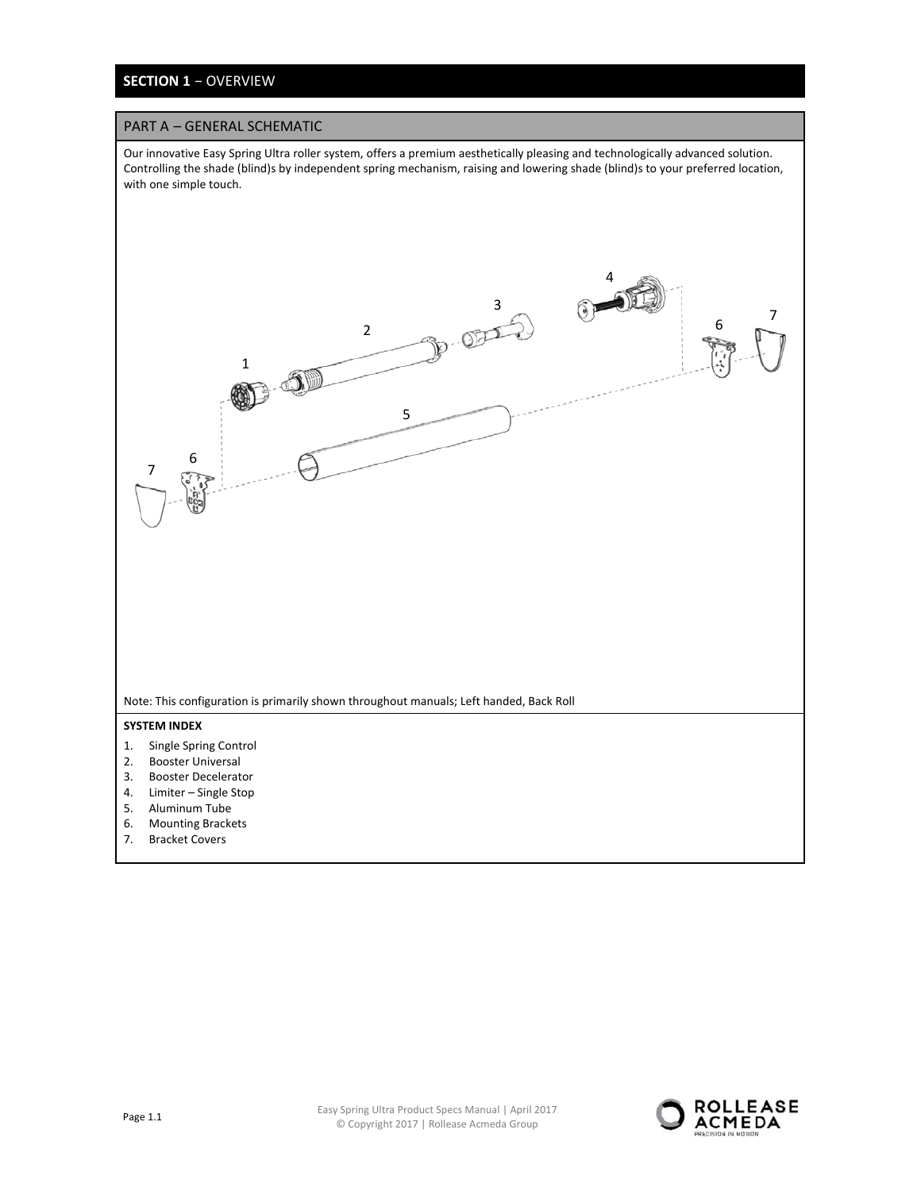# SECTION 1 – OVERVIEW

## PART A – GENERAL SCHEMATIC

Our innovative Easy Spring Ultra roller system, offers a premium aesthetically pleasing and technologically advanced solution. Controlling the shade (blind)s by independent spring mechanism, raising and lowering shade (blind)s to your preferred location, with one simple touch.

Note: This configuration is primarily shown throughout manuals; Left handed, Back Roll

**SYSTEM INDEX**

1. Single Spring Control
2. Booster Universal
3. Booster Decelerator
4. Limiter – Single Stop
5. Aluminum Tube
6. Mounting Brackets
7. Bracket Covers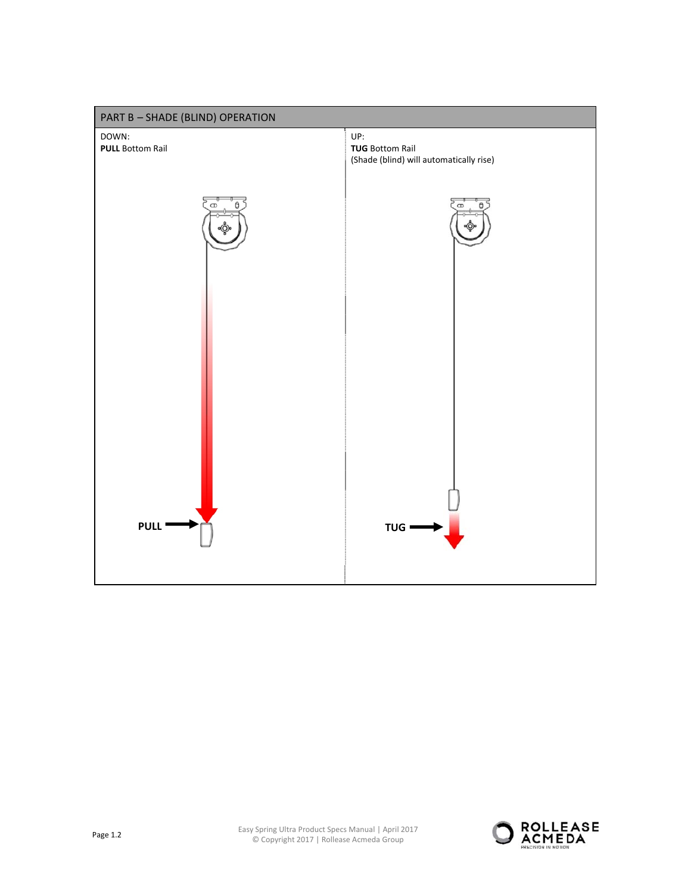| PART B – SHADE (BLIND) OPERATION | |
|---|---|
| DOWN:<br>**PULL** Bottom Rail | UP:<br>**TUG** Bottom Rail<br>(Shade (blind) will automatically rise) |
| PULL | TUG |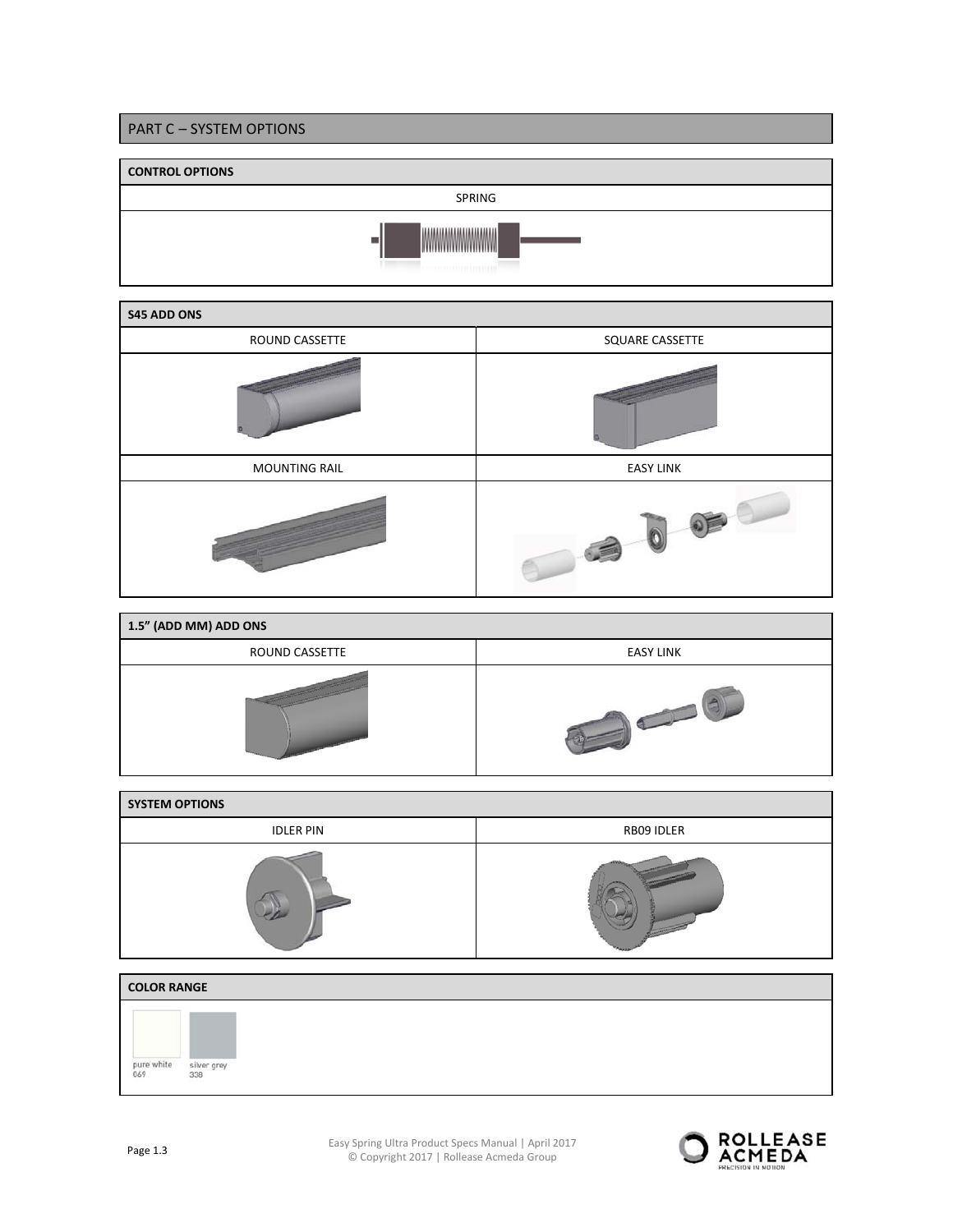## PART C – SYSTEM OPTIONS

| CONTROL OPTIONS |
| --- |
| SPRING |

| S45 ADD ONS | |
| --- | --- |
| ROUND CASSETTE | SQUARE CASSETTE |
| MOUNTING RAIL | EASY LINK |

| 1.5" (ADD MM) ADD ONS | |
| --- | --- |
| ROUND CASSETTE | EASY LINK |

| SYSTEM OPTIONS | |
| --- | --- |
| IDLER PIN | RB09 IDLER |

**COLOR RANGE**

pure white 069

silver grey 338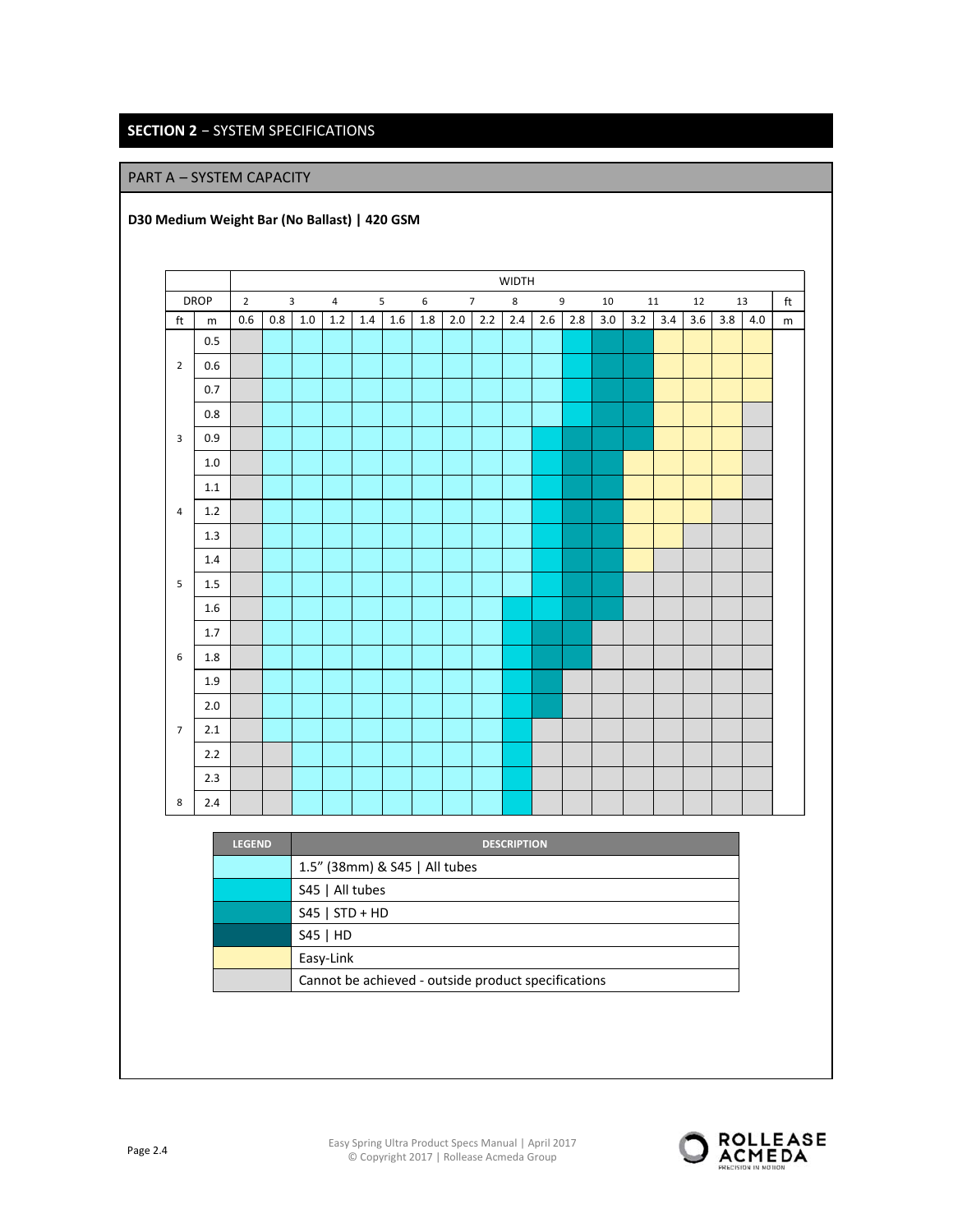## SECTION 2 – SYSTEM SPECIFICATIONS

### PART A – SYSTEM CAPACITY

**D30 Medium Weight Bar (No Ballast) | 420 GSM**

The cell colours in the chart are shown as the codes A–F defined in the legend below.

| DROP | | WIDTH | | | | | | | | | | | | | | | | | | |
|---|---|---|---|---|---|---|---|---|---|---|---|---|---|---|---|---|---|---|---|---|
| DROP | | 2 | 3 | | 4 | 5 | | 6 | 7 | | 8 | 9 | | 10 | 11 | | 12 | 13 | | ft |
| ft | m | 0.6 | 0.8 | 1.0 | 1.2 | 1.4 | 1.6 | 1.8 | 2.0 | 2.2 | 2.4 | 2.6 | 2.8 | 3.0 | 3.2 | 3.4 | 3.6 | 3.8 | 4.0 | m |
| | 0.5 | F | A | A | A | A | A | A | A | A | A | A | B | C | C | E | E | E | E | |
| 2 | 0.6 | F | A | A | A | A | A | A | A | A | A | A | B | C | C | E | E | E | E | |
| | 0.7 | F | A | A | A | A | A | A | A | A | A | A | B | C | C | E | E | E | E | |
| | 0.8 | F | A | A | A | A | A | A | A | A | A | A | B | C | C | E | E | E | F | |
| 3 | 0.9 | F | A | A | A | A | A | A | A | A | A | B | C | C | C | E | E | E | F | |
| | 1.0 | F | A | A | A | A | A | A | A | A | A | B | C | C | E | E | E | E | F | |
| | 1.1 | F | A | A | A | A | A | A | A | A | A | B | C | C | E | E | E | E | F | |
| 4 | 1.2 | F | A | A | A | A | A | A | A | A | A | B | C | C | E | E | E | F | F | |
| | 1.3 | F | A | A | A | A | A | A | A | A | A | B | C | C | E | E | F | F | F | |
| | 1.4 | F | A | A | A | A | A | A | A | A | A | B | C | C | E | F | F | F | F | |
| 5 | 1.5 | F | A | A | A | A | A | A | A | A | A | B | C | C | F | F | F | F | F | |
| | 1.6 | F | A | A | A | A | A | A | A | A | B | B | C | C | F | F | F | F | F | |
| | 1.7 | F | A | A | A | A | A | A | A | A | B | C | C | F | F | F | F | F | F | |
| 6 | 1.8 | F | A | A | A | A | A | A | A | A | B | C | C | F | F | F | F | F | F | |
| | 1.9 | F | A | A | A | A | A | A | A | A | B | C | F | F | F | F | F | F | F | |
| | 2.0 | F | A | A | A | A | A | A | A | A | B | C | F | F | F | F | F | F | F | |
| 7 | 2.1 | F | A | A | A | A | A | A | A | A | B | F | F | F | F | F | F | F | F | |
| | 2.2 | F | F | A | A | A | A | A | A | A | B | F | F | F | F | F | F | F | F | |
| | 2.3 | F | F | A | A | A | A | A | A | A | B | F | F | F | F | F | F | F | F | |
| 8 | 2.4 | F | F | A | A | A | A | A | A | A | B | F | F | F | F | F | F | F | F | |

| LEGEND | DESCRIPTION |
|---|---|
| A | 1.5" (38mm) & S45 \| All tubes |
| B | S45 \| All tubes |
| C | S45 \| STD + HD |
| D | S45 \| HD |
| E | Easy-Link |
| F | Cannot be achieved - outside product specifications |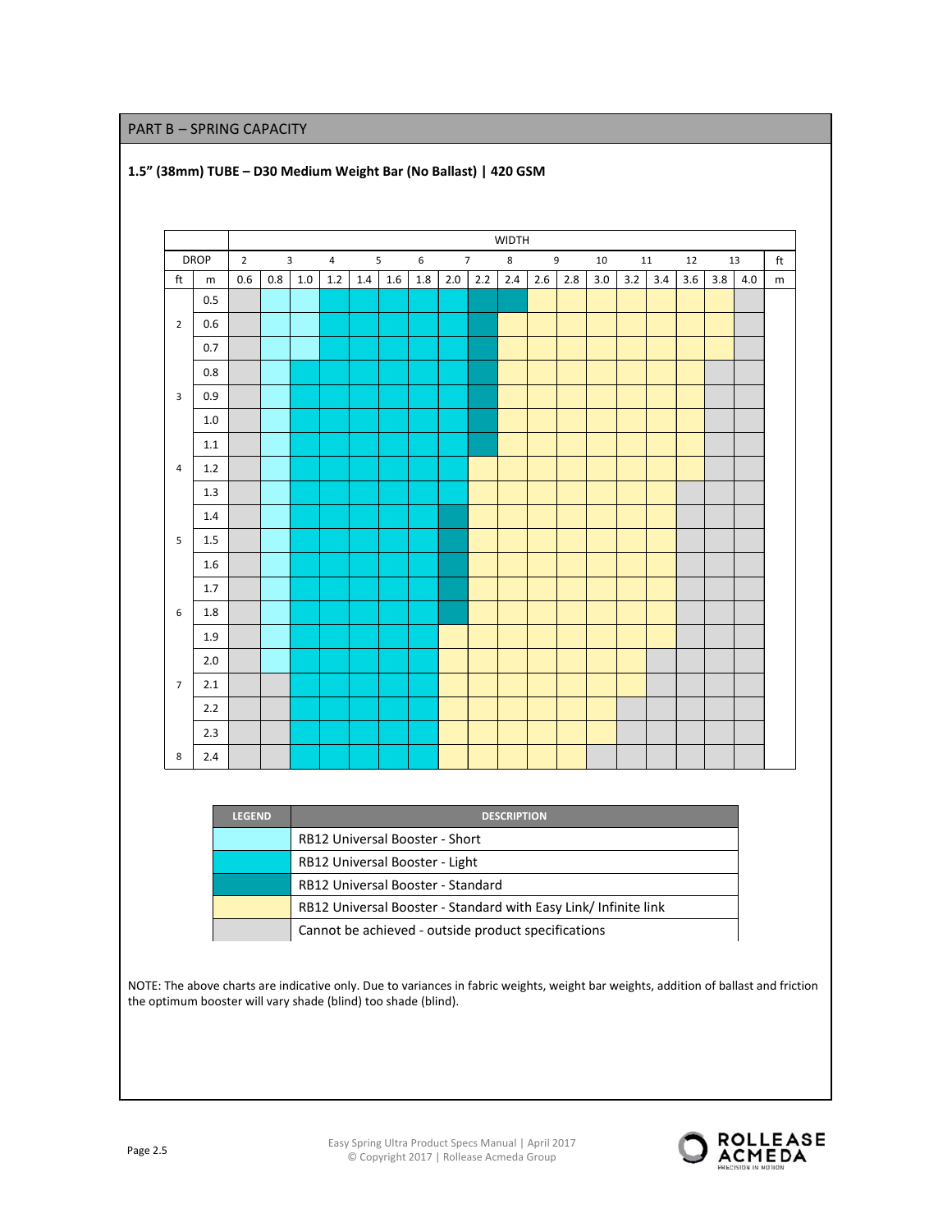## PART B – SPRING CAPACITY

### 1.5" (38mm) TUBE – D30 Medium Weight Bar (No Ballast) | 420 GSM

Key: **S** = RB12 Universal Booster - Short; **L** = RB12 Universal Booster - Light; **St** = RB12 Universal Booster - Standard; **E** = RB12 Universal Booster - Standard with Easy Link/ Infinite link; **X** = Cannot be achieved - outside product specifications

| DROP | | WIDTH | | | | | | | | | | | | | | | | | |
|---|---|---|---|---|---|---|---|---|---|---|---|---|---|---|---|---|---|---|---|
| ft | | 2 | | 3 | 4 | 5 | | 6 | 7 | | 8 | 9 | | 10 | 11 | | 12 | 13 | |
| | m | 0.6 | 0.8 | 1.0 | 1.2 | 1.4 | 1.6 | 1.8 | 2.0 | 2.2 | 2.4 | 2.6 | 2.8 | 3.0 | 3.2 | 3.4 | 3.6 | 3.8 | 4.0 |
| | 0.5 | X | S | S | L | L | L | L | L | St | St | E | E | E | E | E | E | E | X |
| 2 | 0.6 | X | S | S | L | L | L | L | L | St | E | E | E | E | E | E | E | E | X |
| | 0.7 | X | S | S | L | L | L | L | L | St | E | E | E | E | E | E | E | E | X |
| | 0.8 | X | S | L | L | L | L | L | L | St | E | E | E | E | E | E | E | X | X |
| 3 | 0.9 | X | S | L | L | L | L | L | L | St | E | E | E | E | E | E | E | X | X |
| | 1.0 | X | S | L | L | L | L | L | L | St | E | E | E | E | E | E | E | X | X |
| | 1.1 | X | S | L | L | L | L | L | L | St | E | E | E | E | E | E | E | X | X |
| 4 | 1.2 | X | S | L | L | L | L | L | L | E | E | E | E | E | E | E | E | X | X |
| | 1.3 | X | S | L | L | L | L | L | L | E | E | E | E | E | E | E | X | X | X |
| | 1.4 | X | S | L | L | L | L | L | St | E | E | E | E | E | E | E | X | X | X |
| 5 | 1.5 | X | S | L | L | L | L | L | St | E | E | E | E | E | E | E | X | X | X |
| | 1.6 | X | S | L | L | L | L | L | St | E | E | E | E | E | E | E | X | X | X |
| | 1.7 | X | S | L | L | L | L | L | St | E | E | E | E | E | E | E | X | X | X |
| 6 | 1.8 | X | S | L | L | L | L | L | St | E | E | E | E | E | E | E | X | X | X |
| | 1.9 | X | S | L | L | L | L | L | E | E | E | E | E | E | E | E | X | X | X |
| | 2.0 | X | S | L | L | L | L | L | E | E | E | E | E | E | E | X | X | X | X |
| 7 | 2.1 | X | X | L | L | L | L | L | E | E | E | E | E | E | E | X | X | X | X |
| | 2.2 | X | X | L | L | L | L | L | E | E | E | E | E | E | X | X | X | X | X |
| | 2.3 | X | X | L | L | L | L | L | E | E | E | E | E | E | X | X | X | X | X |
| 8 | 2.4 | X | X | L | L | L | L | L | E | E | E | E | E | X | X | X | X | X | X |

| LEGEND | DESCRIPTION |
|---|---|
| S | RB12 Universal Booster - Short |
| L | RB12 Universal Booster - Light |
| St | RB12 Universal Booster - Standard |
| E | RB12 Universal Booster - Standard with Easy Link/ Infinite link |
| X | Cannot be achieved - outside product specifications |

NOTE: The above charts are indicative only. Due to variances in fabric weights, weight bar weights, addition of ballast and friction the optimum booster will vary shade (blind) too shade (blind).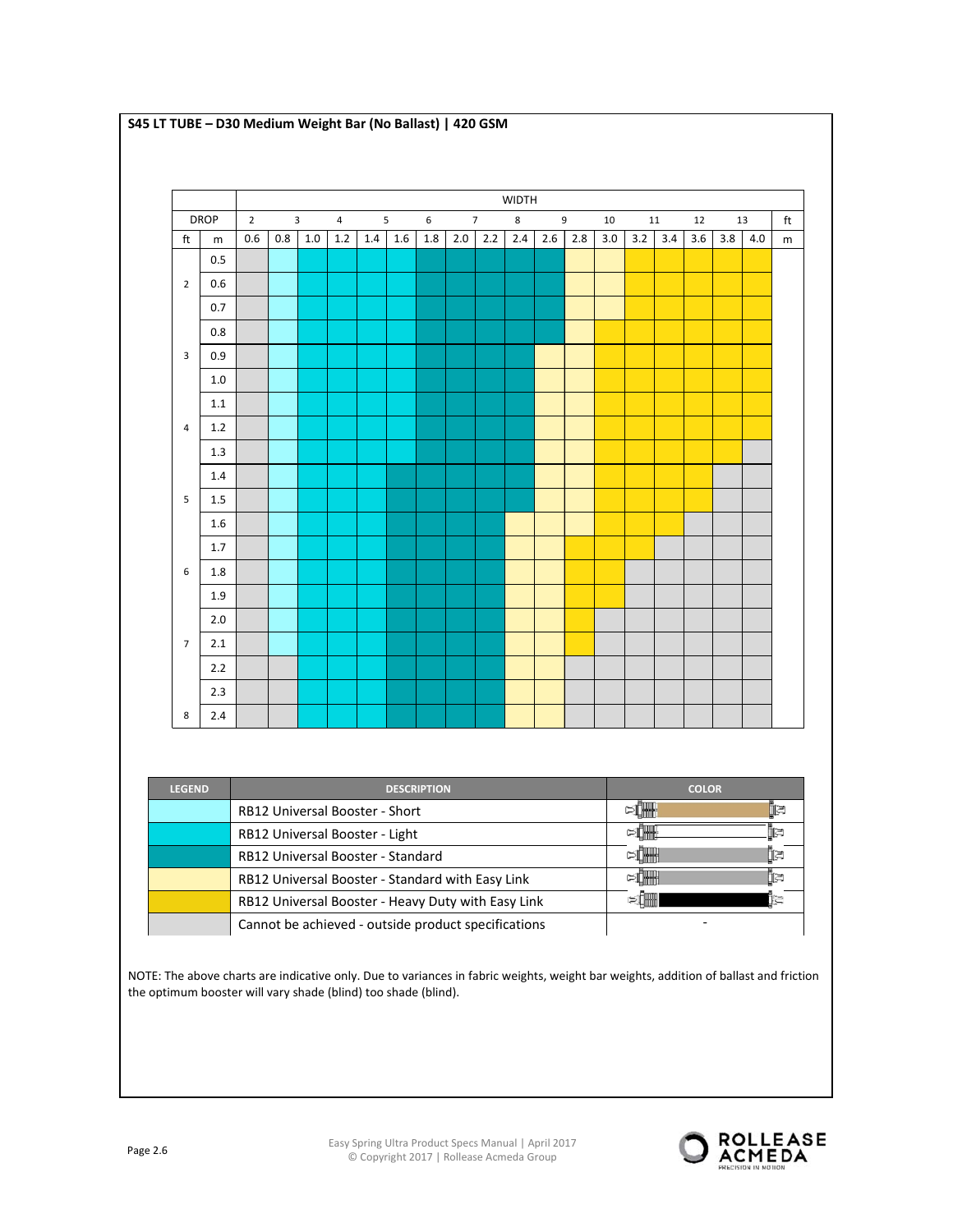## S45 LT TUBE – D30 Medium Weight Bar (No Ballast) | 420 GSM

Legend codes used in the table below: **SH** = RB12 Universal Booster - Short; **LT** = RB12 Universal Booster - Light; **ST** = RB12 Universal Booster - Standard; **SE** = RB12 Universal Booster - Standard with Easy Link; **HD** = RB12 Universal Booster - Heavy Duty with Easy Link; **–** = Cannot be achieved - outside product specifications

The ft values in the WIDTH header row are placed at the nearest metric column; on the page they sit between columns.

| DROP | | WIDTH | | | | | | | | | | | | | | | | | | |
|---|---|---|---|---|---|---|---|---|---|---|---|---|---|---|---|---|---|---|---|---|
| **ft** | | 2 | | 3 | 4 | 5 | | 6 | 7 | | 8 | | 9 | 10 | 11 | | 12 | 13 | | **ft** |
| **ft** | **m** | 0.6 | 0.8 | 1.0 | 1.2 | 1.4 | 1.6 | 1.8 | 2.0 | 2.2 | 2.4 | 2.6 | 2.8 | 3.0 | 3.2 | 3.4 | 3.6 | 3.8 | 4.0 | **m** |
| | 0.5 | – | SH | LT | LT | LT | LT | ST | ST | ST | ST | ST | SE | SE | HD | HD | HD | HD | HD | |
| 2 | 0.6 | – | SH | LT | LT | LT | LT | ST | ST | ST | ST | ST | SE | SE | HD | HD | HD | HD | HD | |
| | 0.7 | – | SH | LT | LT | LT | LT | ST | ST | ST | ST | ST | SE | SE | HD | HD | HD | HD | HD | |
| | 0.8 | – | SH | LT | LT | LT | LT | ST | ST | ST | ST | ST | SE | HD | HD | HD | HD | HD | HD | |
| 3 | 0.9 | – | SH | LT | LT | LT | LT | ST | ST | ST | ST | SE | SE | HD | HD | HD | HD | HD | HD | |
| | 1.0 | – | SH | LT | LT | LT | LT | ST | ST | ST | ST | SE | SE | HD | HD | HD | HD | HD | HD | |
| | 1.1 | – | SH | LT | LT | LT | LT | ST | ST | ST | ST | SE | SE | HD | HD | HD | HD | HD | HD | |
| 4 | 1.2 | – | SH | LT | LT | LT | LT | ST | ST | ST | ST | SE | SE | HD | HD | HD | HD | HD | HD | |
| | 1.3 | – | SH | LT | LT | LT | LT | ST | ST | ST | ST | SE | SE | HD | HD | HD | HD | HD | – | |
| | 1.4 | – | SH | LT | LT | LT | ST | ST | ST | ST | ST | SE | SE | HD | HD | HD | HD | – | – | |
| 5 | 1.5 | – | SH | LT | LT | LT | ST | ST | ST | ST | ST | SE | SE | HD | HD | HD | HD | – | – | |
| | 1.6 | – | SH | LT | LT | LT | ST | ST | ST | ST | SE | SE | SE | HD | HD | HD | – | – | – | |
| | 1.7 | – | SH | LT | LT | LT | ST | ST | ST | ST | SE | SE | HD | HD | HD | – | – | – | – | |
| 6 | 1.8 | – | SH | LT | LT | LT | ST | ST | ST | ST | SE | SE | HD | HD | – | – | – | – | – | |
| | 1.9 | – | SH | LT | LT | LT | ST | ST | ST | ST | SE | SE | HD | HD | – | – | – | – | – | |
| | 2.0 | – | SH | LT | LT | LT | ST | ST | ST | ST | SE | SE | HD | – | – | – | – | – | – | |
| 7 | 2.1 | – | SH | LT | LT | LT | ST | ST | ST | ST | SE | SE | HD | – | – | – | – | – | – | |
| | 2.2 | – | – | LT | LT | LT | ST | ST | ST | ST | SE | SE | – | – | – | – | – | – | – | |
| | 2.3 | – | – | LT | LT | LT | ST | ST | ST | ST | SE | SE | – | – | – | – | – | – | – | |
| 8 | 2.4 | – | – | LT | LT | LT | ST | ST | ST | ST | SE | SE | – | – | – | – | – | – | – | |

| LEGEND | DESCRIPTION | COLOR |
|---|---|---|
| SH | RB12 Universal Booster - Short | |
| LT | RB12 Universal Booster - Light | |
| ST | RB12 Universal Booster - Standard | |
| SE | RB12 Universal Booster - Standard with Easy Link | |
| HD | RB12 Universal Booster - Heavy Duty with Easy Link | |
| – | Cannot be achieved - outside product specifications | - |

NOTE: The above charts are indicative only. Due to variances in fabric weights, weight bar weights, addition of ballast and friction the optimum booster will vary shade (blind) too shade (blind).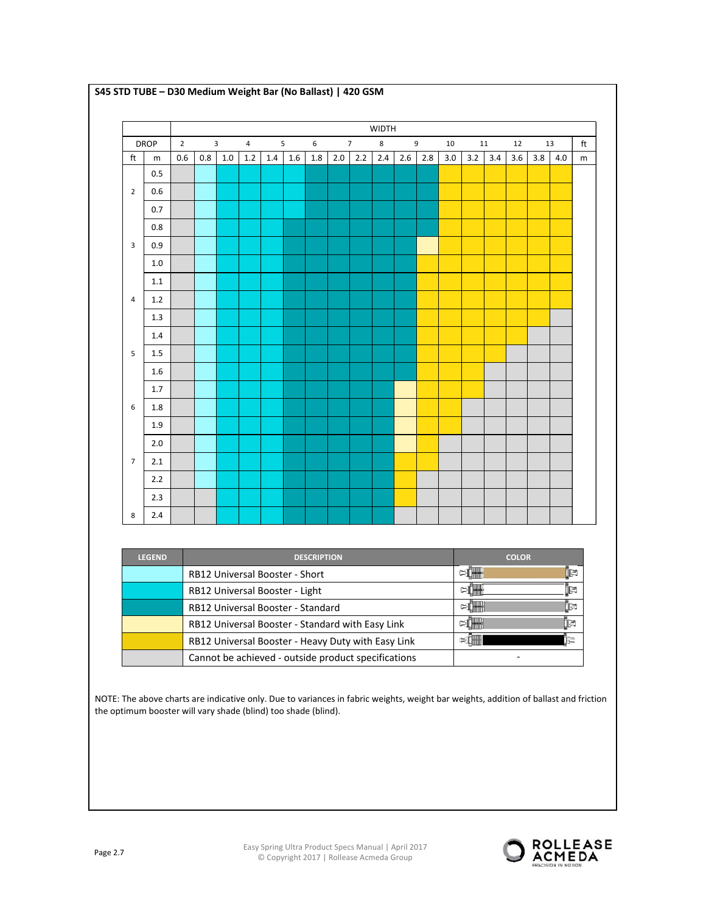## S45 STD TUBE – D30 Medium Weight Bar (No Ballast) | 420 GSM

| DROP | | WIDTH | | | | | | | | | | | | | | | | | | |
|---|---|---|---|---|---|---|---|---|---|---|---|---|---|---|---|---|---|---|---|---|
| | | 2 | | 3 | 4 | 5 | | 6 | 7 | | 8 | 9 | | 10 | 11 | | 12 | 13 | | ft |
| ft | m | 0.6 | 0.8 | 1.0 | 1.2 | 1.4 | 1.6 | 1.8 | 2.0 | 2.2 | 2.4 | 2.6 | 2.8 | 3.0 | 3.2 | 3.4 | 3.6 | 3.8 | 4.0 | m |
| | 0.5 | X | S | L | L | L | L | STD | STD | STD | STD | STD | STD | HD-EL | HD-EL | HD-EL | HD-EL | HD-EL | HD-EL | |
| 2 | 0.6 | X | S | L | L | L | L | STD | STD | STD | STD | STD | STD | HD-EL | HD-EL | HD-EL | HD-EL | HD-EL | HD-EL | |
| | 0.7 | X | S | L | L | L | L | STD | STD | STD | STD | STD | STD | HD-EL | HD-EL | HD-EL | HD-EL | HD-EL | HD-EL | |
| | 0.8 | X | S | L | L | L | STD | STD | STD | STD | STD | STD | STD | HD-EL | HD-EL | HD-EL | HD-EL | HD-EL | HD-EL | |
| 3 | 0.9 | X | S | L | L | L | STD | STD | STD | STD | STD | STD | STD-EL | HD-EL | HD-EL | HD-EL | HD-EL | HD-EL | HD-EL | |
| | 1.0 | X | S | L | L | L | STD | STD | STD | STD | STD | STD | HD-EL | HD-EL | HD-EL | HD-EL | HD-EL | HD-EL | HD-EL | |
| | 1.1 | X | S | L | L | L | STD | STD | STD | STD | STD | STD | HD-EL | HD-EL | HD-EL | HD-EL | HD-EL | HD-EL | HD-EL | |
| 4 | 1.2 | X | S | L | L | L | STD | STD | STD | STD | STD | STD | HD-EL | HD-EL | HD-EL | HD-EL | HD-EL | HD-EL | HD-EL | |
| | 1.3 | X | S | L | L | L | STD | STD | STD | STD | STD | STD | HD-EL | HD-EL | HD-EL | HD-EL | HD-EL | HD-EL | X | |
| | 1.4 | X | S | L | L | L | STD | STD | STD | STD | STD | STD | HD-EL | HD-EL | HD-EL | HD-EL | HD-EL | X | X | |
| 5 | 1.5 | X | S | L | L | L | STD | STD | STD | STD | STD | STD | HD-EL | HD-EL | HD-EL | HD-EL | X | X | X | |
| | 1.6 | X | S | L | L | L | STD | STD | STD | STD | STD | STD | HD-EL | HD-EL | HD-EL | X | X | X | X | |
| | 1.7 | X | S | L | L | L | STD | STD | STD | STD | STD | STD-EL | HD-EL | HD-EL | HD-EL | X | X | X | X | |
| 6 | 1.8 | X | S | L | L | L | STD | STD | STD | STD | STD | STD-EL | HD-EL | HD-EL | X | X | X | X | X | |
| | 1.9 | X | S | L | L | L | STD | STD | STD | STD | STD | STD-EL | HD-EL | HD-EL | X | X | X | X | X | |
| | 2.0 | X | S | L | L | L | STD | STD | STD | STD | STD | STD-EL | HD-EL | X | X | X | X | X | X | |
| 7 | 2.1 | X | S | L | L | L | STD | STD | STD | STD | STD | HD-EL | HD-EL | X | X | X | X | X | X | |
| | 2.2 | X | S | L | L | L | STD | STD | STD | STD | STD | HD-EL | X | X | X | X | X | X | X | |
| | 2.3 | X | X | L | L | L | STD | STD | STD | STD | STD | HD-EL | X | X | X | X | X | X | X | |
| 8 | 2.4 | X | X | L | L | L | STD | STD | STD | STD | STD | X | X | X | X | X | X | X | X | |

| LEGEND | DESCRIPTION | COLOR |
|---|---|---|
| S | RB12 Universal Booster - Short | |
| L | RB12 Universal Booster - Light | |
| STD | RB12 Universal Booster - Standard | |
| STD-EL | RB12 Universal Booster - Standard with Easy Link | |
| HD-EL | RB12 Universal Booster - Heavy Duty with Easy Link | |
| X | Cannot be achieved - outside product specifications | - |

NOTE: The above charts are indicative only. Due to variances in fabric weights, weight bar weights, addition of ballast and friction the optimum booster will vary shade (blind) too shade (blind).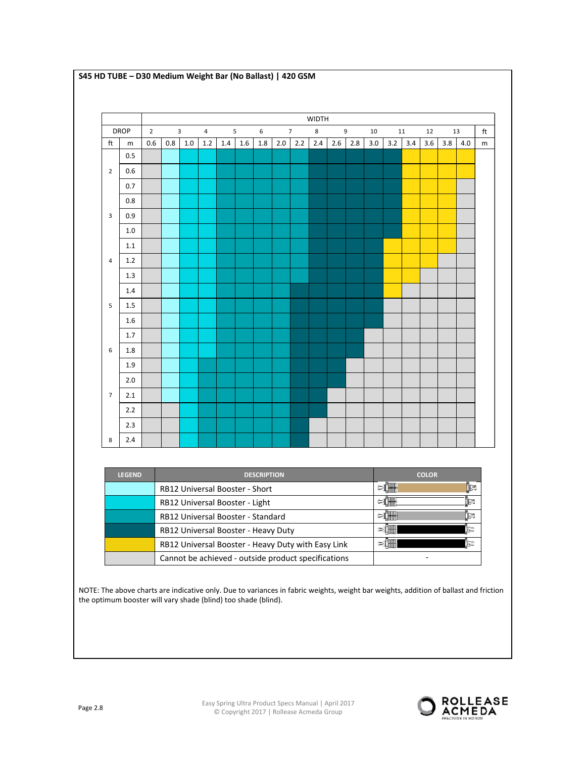## S45 HD TUBE – D30 Medium Weight Bar (No Ballast) | 420 GSM

| DROP | | WIDTH | | | | | | | | | | | | | | | | | |
|---|---|---|---|---|---|---|---|---|---|---|---|---|---|---|---|---|---|---|---|
| ft | | 2 | | 3 | 4 | | 5 | 6 | | 7 | 8 | | 9 | 10 | | 11 | 12 | | 13 |
| ft | m | 0.6 | 0.8 | 1.0 | 1.2 | 1.4 | 1.6 | 1.8 | 2.0 | 2.2 | 2.4 | 2.6 | 2.8 | 3.0 | 3.2 | 3.4 | 3.6 | 3.8 | 4.0 |
| | 0.5 | N/A | Short | Light | Light | Standard | Standard | Standard | Standard | Standard | Heavy Duty | Heavy Duty | Heavy Duty | Heavy Duty | Heavy Duty | HD Easy Link | HD Easy Link | HD Easy Link | HD Easy Link |
| 2 | 0.6 | N/A | Short | Light | Light | Standard | Standard | Standard | Standard | Standard | Heavy Duty | Heavy Duty | Heavy Duty | Heavy Duty | Heavy Duty | HD Easy Link | HD Easy Link | HD Easy Link | HD Easy Link |
| | 0.7 | N/A | Short | Light | Light | Standard | Standard | Standard | Standard | Standard | Heavy Duty | Heavy Duty | Heavy Duty | Heavy Duty | Heavy Duty | HD Easy Link | HD Easy Link | HD Easy Link | N/A |
| | 0.8 | N/A | Short | Light | Light | Standard | Standard | Standard | Standard | Standard | Heavy Duty | Heavy Duty | Heavy Duty | Heavy Duty | Heavy Duty | HD Easy Link | HD Easy Link | HD Easy Link | N/A |
| 3 | 0.9 | N/A | Short | Light | Light | Standard | Standard | Standard | Standard | Standard | Heavy Duty | Heavy Duty | Heavy Duty | Heavy Duty | Heavy Duty | HD Easy Link | HD Easy Link | HD Easy Link | N/A |
| | 1.0 | N/A | Short | Light | Light | Standard | Standard | Standard | Standard | Standard | Heavy Duty | Heavy Duty | Heavy Duty | Heavy Duty | Heavy Duty | HD Easy Link | HD Easy Link | HD Easy Link | N/A |
| | 1.1 | N/A | Short | Light | Light | Standard | Standard | Standard | Standard | Standard | Heavy Duty | Heavy Duty | Heavy Duty | Heavy Duty | HD Easy Link | HD Easy Link | HD Easy Link | HD Easy Link | N/A |
| 4 | 1.2 | N/A | Short | Light | Light | Standard | Standard | Standard | Standard | Standard | Heavy Duty | Heavy Duty | Heavy Duty | Heavy Duty | HD Easy Link | HD Easy Link | HD Easy Link | N/A | N/A |
| | 1.3 | N/A | Short | Light | Light | Standard | Standard | Standard | Standard | Standard | Heavy Duty | Heavy Duty | Heavy Duty | Heavy Duty | HD Easy Link | HD Easy Link | N/A | N/A | N/A |
| | 1.4 | N/A | Short | Light | Light | Standard | Standard | Standard | Standard | Heavy Duty | Heavy Duty | Heavy Duty | Heavy Duty | Heavy Duty | HD Easy Link | N/A | N/A | N/A | N/A |
| 5 | 1.5 | N/A | Short | Light | Light | Standard | Standard | Standard | Standard | Heavy Duty | Heavy Duty | Heavy Duty | Heavy Duty | Heavy Duty | N/A | N/A | N/A | N/A | N/A |
| | 1.6 | N/A | Short | Light | Light | Standard | Standard | Standard | Standard | Heavy Duty | Heavy Duty | Heavy Duty | Heavy Duty | Heavy Duty | N/A | N/A | N/A | N/A | N/A |
| | 1.7 | N/A | Short | Light | Light | Standard | Standard | Standard | Standard | Heavy Duty | Heavy Duty | Heavy Duty | Heavy Duty | N/A | N/A | N/A | N/A | N/A | N/A |
| 6 | 1.8 | N/A | Short | Light | Light | Standard | Standard | Standard | Standard | Heavy Duty | Heavy Duty | Heavy Duty | Heavy Duty | N/A | N/A | N/A | N/A | N/A | N/A |
| | 1.9 | N/A | Short | Light | Standard | Standard | Standard | Standard | Standard | Heavy Duty | Heavy Duty | Heavy Duty | N/A | N/A | N/A | N/A | N/A | N/A | N/A |
| | 2.0 | N/A | Short | Light | Standard | Standard | Standard | Standard | Standard | Heavy Duty | Heavy Duty | Heavy Duty | N/A | N/A | N/A | N/A | N/A | N/A | N/A |
| 7 | 2.1 | N/A | Short | Light | Standard | Standard | Standard | Standard | Standard | Heavy Duty | Heavy Duty | N/A | N/A | N/A | N/A | N/A | N/A | N/A | N/A |
| | 2.2 | N/A | N/A | Light | Standard | Standard | Standard | Standard | Standard | Heavy Duty | Heavy Duty | N/A | N/A | N/A | N/A | N/A | N/A | N/A | N/A |
| | 2.3 | N/A | N/A | Light | Standard | Standard | Standard | Standard | Standard | Heavy Duty | N/A | N/A | N/A | N/A | N/A | N/A | N/A | N/A | N/A |
| 8 | 2.4 | N/A | N/A | Light | Standard | Standard | Standard | Standard | Standard | Heavy Duty | N/A | N/A | N/A | N/A | N/A | N/A | N/A | N/A | N/A |

| LEGEND | DESCRIPTION | COLOR |
|---|---|---|
| Short | RB12 Universal Booster - Short | |
| Light | RB12 Universal Booster - Light | |
| Standard | RB12 Universal Booster - Standard | |
| Heavy Duty | RB12 Universal Booster - Heavy Duty | |
| HD Easy Link | RB12 Universal Booster - Heavy Duty with Easy Link | |
| N/A | Cannot be achieved - outside product specifications | - |

NOTE: The above charts are indicative only. Due to variances in fabric weights, weight bar weights, addition of ballast and friction the optimum booster will vary shade (blind) too shade (blind).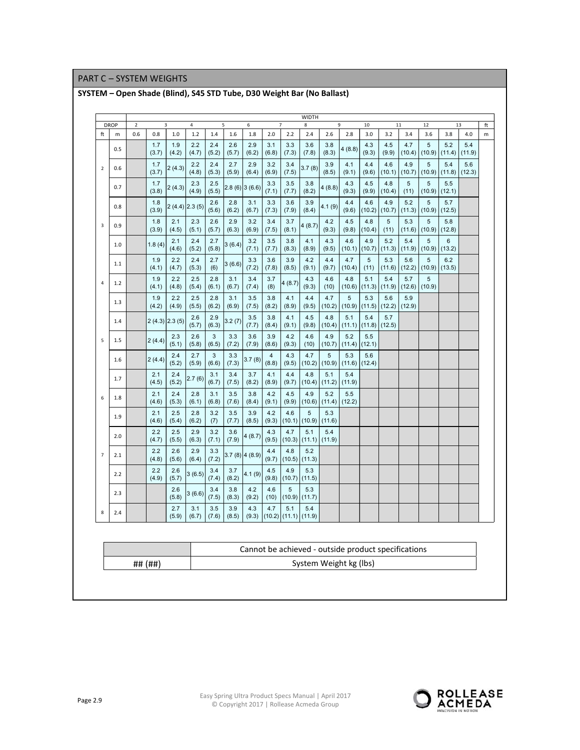## PART C – SYSTEM WEIGHTS

**SYSTEM – Open Shade (Blind), S45 STD Tube, D30 Weight Bar (No Ballast)**

| DROP | | WIDTH | | | | | | | | | | | | | | | | | | |
|---|---|---|---|---|---|---|---|---|---|---|---|---|---|---|---|---|---|---|---|---|
| ft | m | 0.6 | 0.8 | 1.0 | 1.2 | 1.4 | 1.6 | 1.8 | 2.0 | 2.2 | 2.4 | 2.6 | 2.8 | 3.0 | 3.2 | 3.4 | 3.6 | 3.8 | 4.0 | m |
| | | 2 | | 3 | 4 | | 5 | 6 | | 7 | 8 | | 9 | 10 | | 11 | 12 | | 13 | ft |
| | 0.5 | | 1.7 (3.7) | 1.9 (4.2) | 2.2 (4.7) | 2.4 (5.2) | 2.6 (5.7) | 2.9 (6.2) | 3.1 (6.8) | 3.3 (7.3) | 3.6 (7.8) | 3.8 (8.3) | 4 (8.8) | 4.3 (9.3) | 4.5 (9.9) | 4.7 (10.4) | 5 (10.9) | 5.2 (11.4) | 5.4 (11.9) | |
| 2 | 0.6 | | 1.7 (3.7) | 2 (4.3) | 2.2 (4.8) | 2.4 (5.3) | 2.7 (5.9) | 2.9 (6.4) | 3.2 (6.9) | 3.4 (7.5) | 3.7 (8) | 3.9 (8.5) | 4.1 (9.1) | 4.4 (9.6) | 4.6 (10.1) | 4.9 (10.7) | 5 (10.9) | 5.4 (11.8) | 5.6 (12.3) | |
| | 0.7 | | 1.7 (3.8) | 2 (4.3) | 2.3 (4.9) | 2.5 (5.5) | 2.8 (6) | 3 (6.6) | 3.3 (7.1) | 3.5 (7.7) | 3.8 (8.2) | 4 (8.8) | 4.3 (9.3) | 4.5 (9.9) | 4.8 (10.4) | 5 (11) | 5 (10.9) | 5.5 (12.1) | | |
| | 0.8 | | 1.8 (3.9) | 2 (4.4) | 2.3 (5) | 2.6 (5.6) | 2.8 (6.2) | 3.1 (6.7) | 3.3 (7.3) | 3.6 (7.9) | 3.9 (8.4) | 4.1 (9) | 4.4 (9.6) | 4.6 (10.2) | 4.9 (10.7) | 5.2 (11.3) | 5 (10.9) | 5.7 (12.5) | | |
| 3 | 0.9 | | 1.8 (3.9) | 2.1 (4.5) | 2.3 (5.1) | 2.6 (5.7) | 2.9 (6.3) | 3.2 (6.9) | 3.4 (7.5) | 3.7 (8.1) | 4 (8.7) | 4.2 (9.3) | 4.5 (9.8) | 4.8 (10.4) | 5 (11) | 5.3 (11.6) | 5 (10.9) | 5.8 (12.8) | | |
| | 1.0 | | 1.8 (4) | 2.1 (4.6) | 2.4 (5.2) | 2.7 (5.8) | 3 (6.4) | 3.2 (7.1) | 3.5 (7.7) | 3.8 (8.3) | 4.1 (8.9) | 4.3 (9.5) | 4.6 (10.1) | 4.9 (10.7) | 5.2 (11.3) | 5.4 (11.9) | 5 (10.9) | 6 (13.2) | | |
| | 1.1 | | 1.9 (4.1) | 2.2 (4.7) | 2.4 (5.3) | 2.7 (6) | 3 (6.6) | 3.3 (7.2) | 3.6 (7.8) | 3.9 (8.5) | 4.2 (9.1) | 4.4 (9.7) | 4.7 (10.4) | 5 (11) | 5.3 (11.6) | 5.6 (12.2) | 5 (10.9) | 6.2 (13.5) | | |
| 4 | 1.2 | | 1.9 (4.1) | 2.2 (4.8) | 2.5 (5.4) | 2.8 (6.1) | 3.1 (6.7) | 3.4 (7.4) | 3.7 (8) | 4 (8.7) | 4.3 (9.3) | 4.6 (10) | 4.8 (10.6) | 5.1 (11.3) | 5.4 (11.9) | 5.7 (12.6) | 5 (10.9) | | | |
| | 1.3 | | 1.9 (4.2) | 2.2 (4.9) | 2.5 (5.5) | 2.8 (6.2) | 3.1 (6.9) | 3.5 (7.5) | 3.8 (8.2) | 4.1 (8.9) | 4.4 (9.5) | 4.7 (10.2) | 5 (10.9) | 5.3 (11.5) | 5.6 (12.2) | 5.9 (12.9) | | | | |
| | 1.4 | | 2 (4.3) | 2.3 (5) | 2.6 (5.7) | 2.9 (6.3) | 3.2 (7) | 3.5 (7.7) | 3.8 (8.4) | 4.1 (9.1) | 4.5 (9.8) | 4.8 (10.4) | 5.1 (11.1) | 5.4 (11.8) | 5.7 (12.5) | | | | | |
| 5 | 1.5 | | 2 (4.4) | 2.3 (5.1) | 2.6 (5.8) | 3 (6.5) | 3.3 (7.2) | 3.6 (7.9) | 3.9 (8.6) | 4.2 (9.3) | 4.6 (10) | 4.9 (10.7) | 5.2 (11.4) | 5.5 (12.1) | | | | | | |
| | 1.6 | | 2 (4.4) | 2.4 (5.2) | 2.7 (5.9) | 3 (6.6) | 3.3 (7.3) | 3.7 (8) | 4 (8.8) | 4.3 (9.5) | 4.7 (10.2) | 5 (10.9) | 5.3 (11.6) | 5.6 (12.4) | | | | | | |
| | 1.7 | | 2.1 (4.5) | 2.4 (5.2) | 2.7 (6) | 3.1 (6.7) | 3.4 (7.5) | 3.7 (8.2) | 4.1 (8.9) | 4.4 (9.7) | 4.8 (10.4) | 5.1 (11.2) | 5.4 (11.9) | | | | | | | |
| 6 | 1.8 | | 2.1 (4.6) | 2.4 (5.3) | 2.8 (6.1) | 3.1 (6.8) | 3.5 (7.6) | 3.8 (8.4) | 4.2 (9.1) | 4.5 (9.9) | 4.9 (10.6) | 5.2 (11.4) | 5.5 (12.2) | | | | | | | |
| | 1.9 | | 2.1 (4.6) | 2.5 (5.4) | 2.8 (6.2) | 3.2 (7) | 3.5 (7.7) | 3.9 (8.5) | 4.2 (9.3) | 4.6 (10.1) | 5 (10.9) | 5.3 (11.6) | | | | | | | | |
| | 2.0 | | 2.2 (4.7) | 2.5 (5.5) | 2.9 (6.3) | 3.2 (7.1) | 3.6 (7.9) | 4 (8.7) | 4.3 (9.5) | 4.7 (10.3) | 5.1 (11.1) | 5.4 (11.9) | | | | | | | | |
| 7 | 2.1 | | 2.2 (4.8) | 2.6 (5.6) | 2.9 (6.4) | 3.3 (7.2) | 3.7 (8) | 4 (8.9) | 4.4 (9.7) | 4.8 (10.5) | 5.2 (11.3) | | | | | | | | | |
| | 2.2 | | 2.2 (4.9) | 2.6 (5.7) | 3 (6.5) | 3.4 (7.4) | 3.7 (8.2) | 4.1 (9) | 4.5 (9.8) | 4.9 (10.7) | 5.3 (11.5) | | | | | | | | | |
| | 2.3 | | | 2.6 (5.8) | 3 (6.6) | 3.4 (7.5) | 3.8 (8.3) | 4.2 (9.2) | 4.6 (10) | 5 (10.9) | 5.3 (11.7) | | | | | | | | | |
| 8 | 2.4 | | | 2.7 (5.9) | 3.1 (6.7) | 3.5 (7.6) | 3.9 (8.5) | 4.3 (9.3) | 4.7 (10.2) | 5.1 (11.1) | 5.4 (11.9) | | | | | | | | | |

| | |
|---|---|
| (shaded) | Cannot be achieved - outside product specifications |
| ## (##) | System Weight kg (lbs) |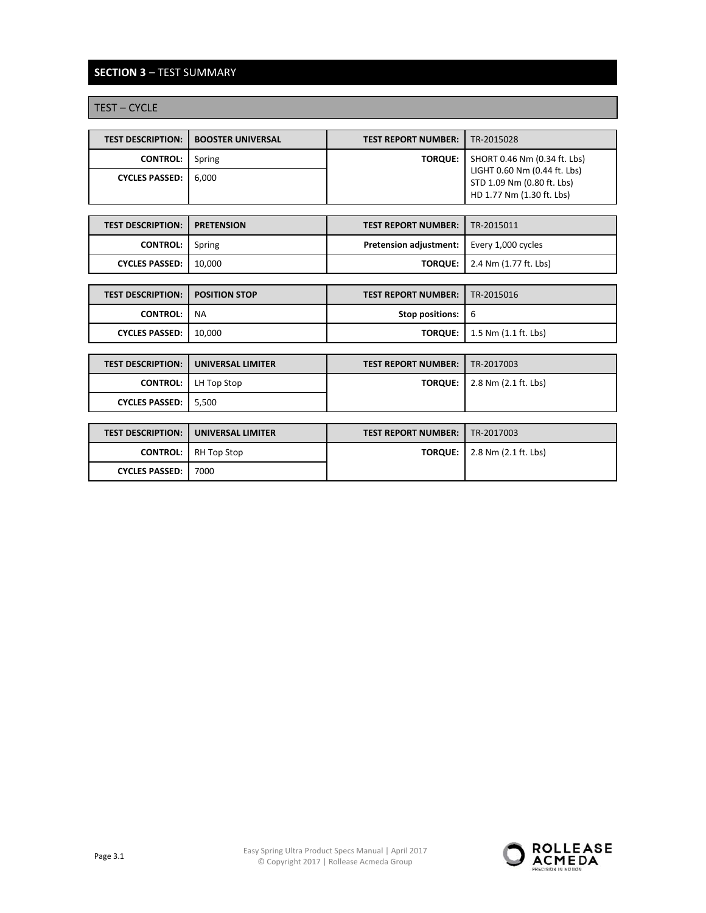## SECTION 3 – TEST SUMMARY

### TEST – CYCLE

| **TEST DESCRIPTION:** | **BOOSTER UNIVERSAL** | **TEST REPORT NUMBER:** | TR-2015028 |
|---|---|---|---|
| **CONTROL:** | Spring | **TORQUE:** | SHORT 0.46 Nm (0.34 ft. Lbs) LIGHT 0.60 Nm (0.44 ft. Lbs) STD 1.09 Nm (0.80 ft. Lbs) HD 1.77 Nm (1.30 ft. Lbs) |
| **CYCLES PASSED:** | 6,000 | | |

| **TEST DESCRIPTION:** | **PRETENSION** | **TEST REPORT NUMBER:** | TR-2015011 |
|---|---|---|---|
| **CONTROL:** | Spring | **Pretension adjustment:** | Every 1,000 cycles |
| **CYCLES PASSED:** | 10,000 | **TORQUE:** | 2.4 Nm (1.77 ft. Lbs) |

| **TEST DESCRIPTION:** | **POSITION STOP** | **TEST REPORT NUMBER:** | TR-2015016 |
|---|---|---|---|
| **CONTROL:** | NA | **Stop positions:** | 6 |
| **CYCLES PASSED:** | 10,000 | **TORQUE:** | 1.5 Nm (1.1 ft. Lbs) |

| **TEST DESCRIPTION:** | **UNIVERSAL LIMITER** | **TEST REPORT NUMBER:** | TR-2017003 |
|---|---|---|---|
| **CONTROL:** | LH Top Stop | **TORQUE:** | 2.8 Nm (2.1 ft. Lbs) |
| **CYCLES PASSED:** | 5,500 | | |

| **TEST DESCRIPTION:** | **UNIVERSAL LIMITER** | **TEST REPORT NUMBER:** | TR-2017003 |
|---|---|---|---|
| **CONTROL:** | RH Top Stop | **TORQUE:** | 2.8 Nm (2.1 ft. Lbs) |
| **CYCLES PASSED:** | 7000 | | |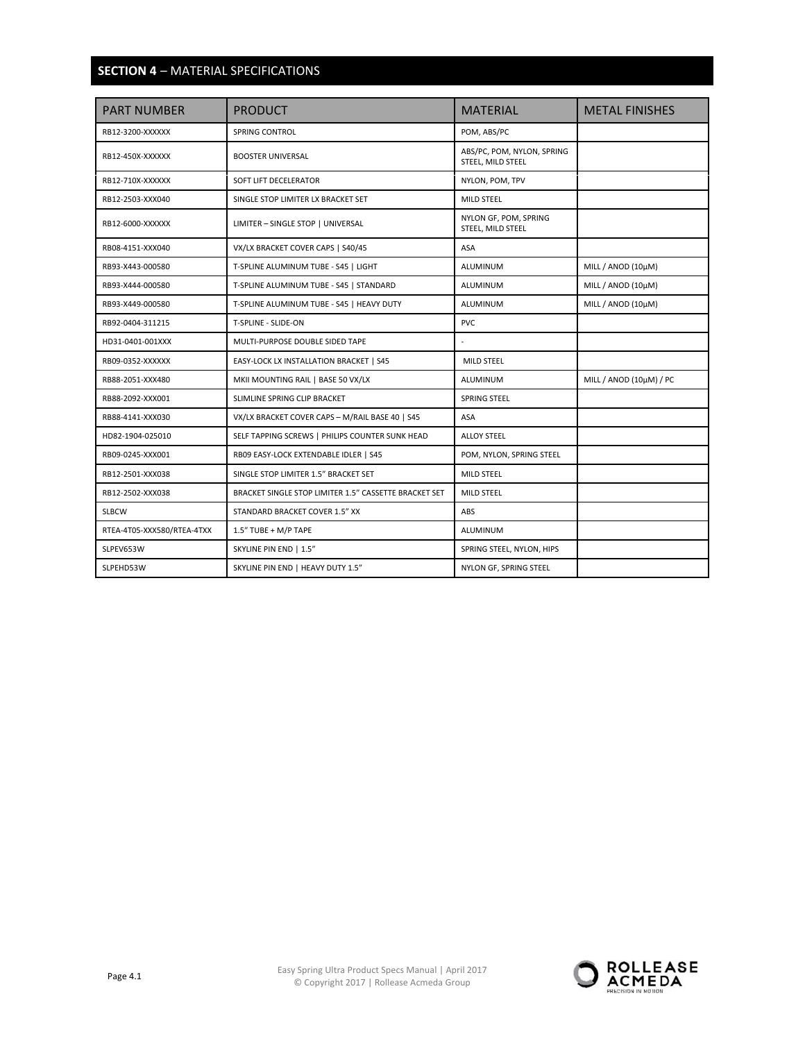## **SECTION 4** – MATERIAL SPECIFICATIONS

| PART NUMBER | PRODUCT | MATERIAL | METAL FINISHES |
|---|---|---|---|
| RB12-3200-XXXXXX | SPRING CONTROL | POM, ABS/PC | |
| RB12-450X-XXXXXX | BOOSTER UNIVERSAL | ABS/PC, POM, NYLON, SPRING STEEL, MILD STEEL | |
| RB12-710X-XXXXXX | SOFT LIFT DECELERATOR | NYLON, POM, TPV | |
| RB12-2503-XXX040 | SINGLE STOP LIMITER LX BRACKET SET | MILD STEEL | |
| RB12-6000-XXXXXX | LIMITER – SINGLE STOP \| UNIVERSAL | NYLON GF, POM, SPRING STEEL, MILD STEEL | |
| RB08-4151-XXX040 | VX/LX BRACKET COVER CAPS \| S40/45 | ASA | |
| RB93-X443-000580 | T-SPLINE ALUMINUM TUBE - S45 \| LIGHT | ALUMINUM | MILL / ANOD (10μM) |
| RB93-X444-000580 | T-SPLINE ALUMINUM TUBE - S45 \| STANDARD | ALUMINUM | MILL / ANOD (10μM) |
| RB93-X449-000580 | T-SPLINE ALUMINUM TUBE - S45 \| HEAVY DUTY | ALUMINUM | MILL / ANOD (10μM) |
| RB92-0404-311215 | T-SPLINE - SLIDE-ON | PVC | |
| HD31-0401-001XXX | MULTI-PURPOSE DOUBLE SIDED TAPE | - | |
| RB09-0352-XXXXXX | EASY-LOCK LX INSTALLATION BRACKET \| S45 | MILD STEEL | |
| RB88-2051-XXX480 | MKII MOUNTING RAIL \| BASE 50 VX/LX | ALUMINUM | MILL / ANOD (10μM) / PC |
| RB88-2092-XXX001 | SLIMLINE SPRING CLIP BRACKET | SPRING STEEL | |
| RB88-4141-XXX030 | VX/LX BRACKET COVER CAPS – M/RAIL BASE 40 \| S45 | ASA | |
| HD82-1904-025010 | SELF TAPPING SCREWS \| PHILIPS COUNTER SUNK HEAD | ALLOY STEEL | |
| RB09-0245-XXX001 | RB09 EASY-LOCK EXTENDABLE IDLER \| S45 | POM, NYLON, SPRING STEEL | |
| RB12-2501-XXX038 | SINGLE STOP LIMITER 1.5" BRACKET SET | MILD STEEL | |
| RB12-2502-XXX038 | BRACKET SINGLE STOP LIMITER 1.5" CASSETTE BRACKET SET | MILD STEEL | |
| SLBCW | STANDARD BRACKET COVER 1.5" XX | ABS | |
| RTEA-4T05-XXX580/RTEA-4TXX | 1.5" TUBE + M/P TAPE | ALUMINUM | |
| SLPEV653W | SKYLINE PIN END \| 1.5" | SPRING STEEL, NYLON, HIPS | |
| SLPEHD53W | SKYLINE PIN END \| HEAVY DUTY 1.5" | NYLON GF, SPRING STEEL | |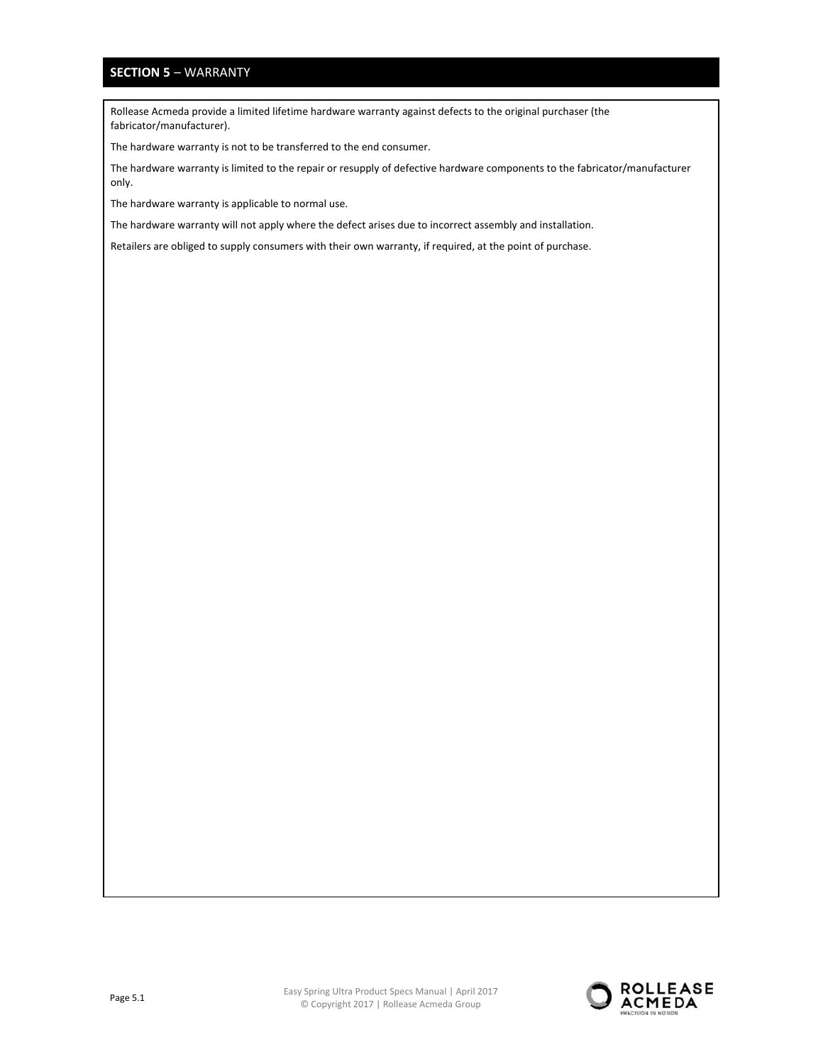## SECTION 5 – WARRANTY

Rollease Acmeda provide a limited lifetime hardware warranty against defects to the original purchaser (the fabricator/manufacturer).

The hardware warranty is not to be transferred to the end consumer.

The hardware warranty is limited to the repair or resupply of defective hardware components to the fabricator/manufacturer only.

The hardware warranty is applicable to normal use.

The hardware warranty will not apply where the defect arises due to incorrect assembly and installation.

Retailers are obliged to supply consumers with their own warranty, if required, at the point of purchase.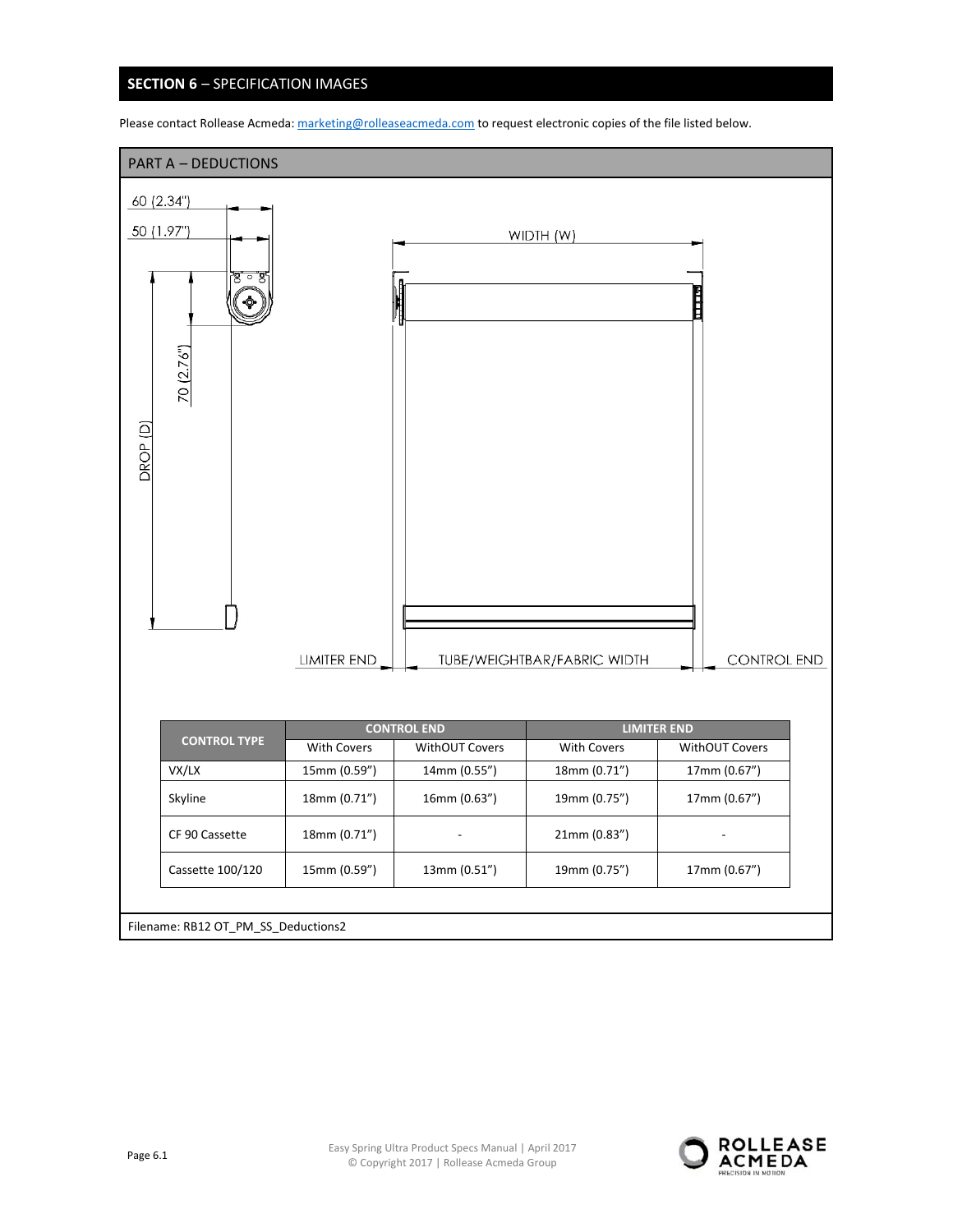## SECTION 6 – SPECIFICATION IMAGES

Please contact Rollease Acmeda: marketing@rolleaseacmeda.com to request electronic copies of the file listed below.

### PART A – DEDUCTIONS

60 (2.34")

50 (1.97")

70 (2.76")

DROP (D)

WIDTH (W)

LIMITER END

TUBE/WEIGHTBAR/FABRIC WIDTH

CONTROL END

| CONTROL TYPE | CONTROL END | | LIMITER END | |
|---|---|---|---|---|
| | With Covers | WithOUT Covers | With Covers | WithOUT Covers |
| VX/LX | 15mm (0.59") | 14mm (0.55") | 18mm (0.71") | 17mm (0.67") |
| Skyline | 18mm (0.71") | 16mm (0.63") | 19mm (0.75") | 17mm (0.67") |
| CF 90 Cassette | 18mm (0.71") | - | 21mm (0.83") | - |
| Cassette 100/120 | 15mm (0.59") | 13mm (0.51") | 19mm (0.75") | 17mm (0.67") |

Filename: RB12 OT_PM_SS_Deductions2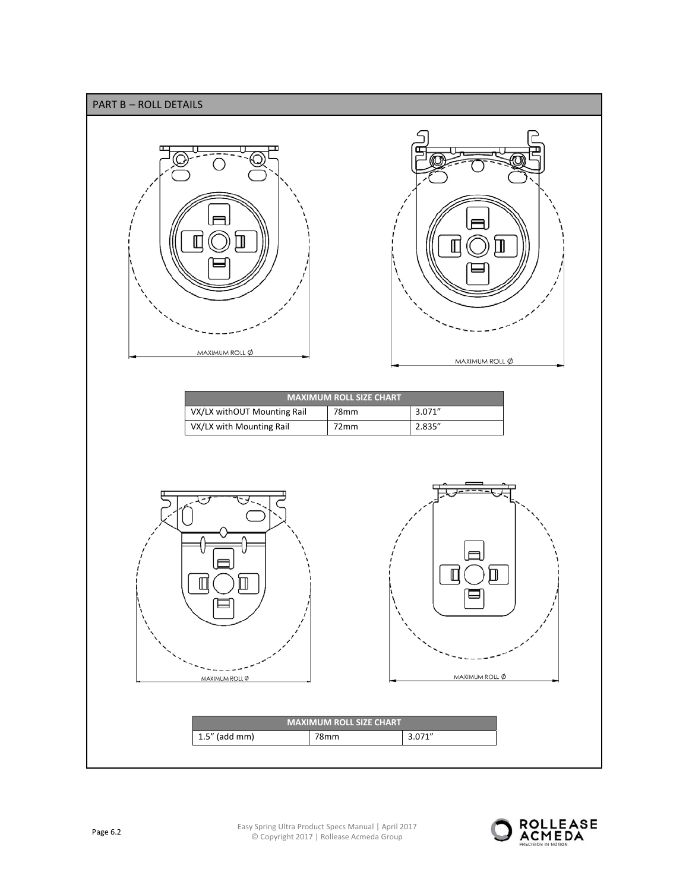## PART B – ROLL DETAILS

MAXIMUM ROLL Ø

MAXIMUM ROLL Ø

| MAXIMUM ROLL SIZE CHART | | |
|---|---|---|
| VX/LX withOUT Mounting Rail | 78mm | 3.071" |
| VX/LX with Mounting Rail | 72mm | 2.835" |

MAXIMUM ROLL Ø

MAXIMUM ROLL Ø

| MAXIMUM ROLL SIZE CHART | | |
|---|---|---|
| 1.5" (add mm) | 78mm | 3.071" |